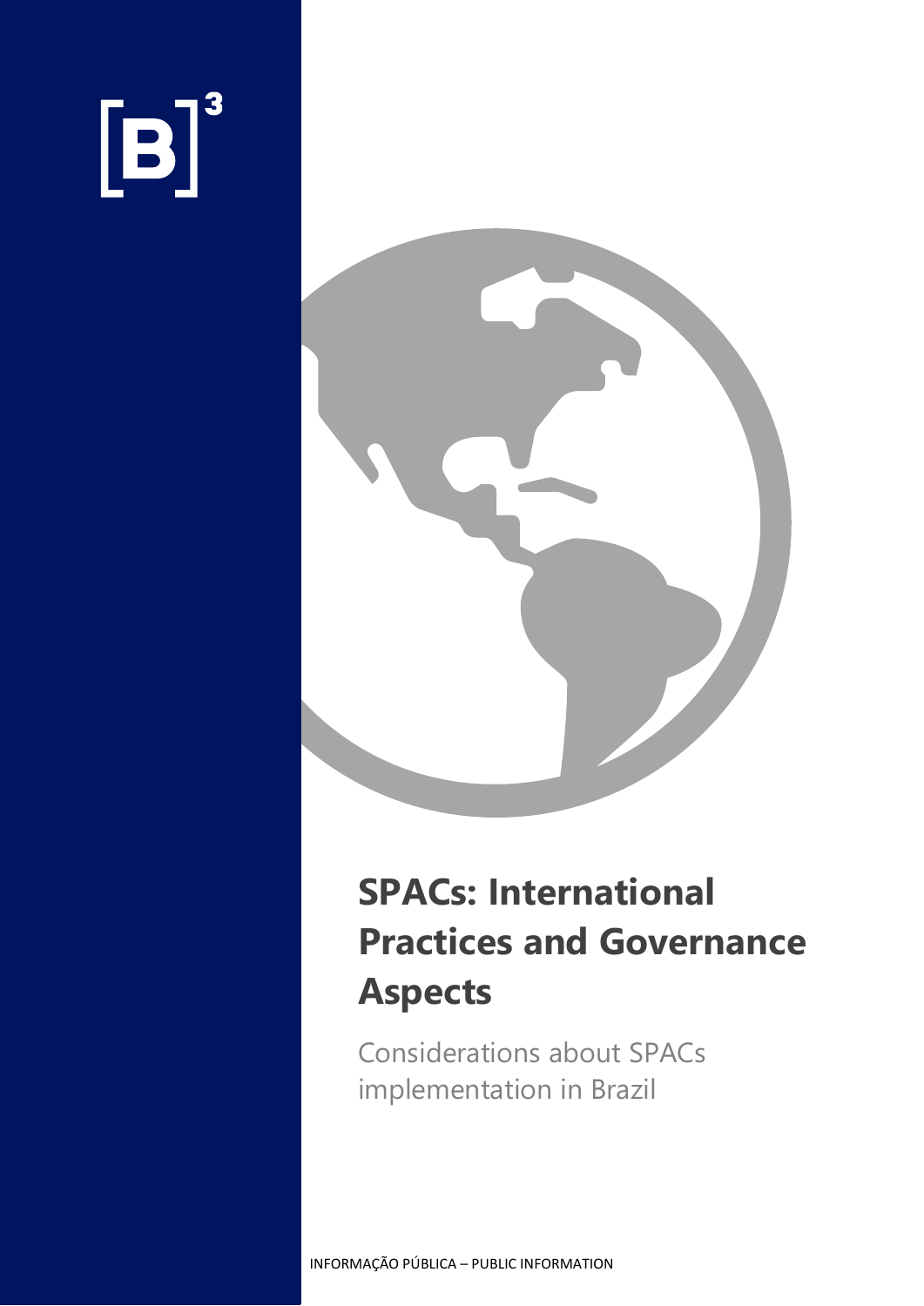# SPACs: International Practices and Governance Aspects

Considerations about SPACs implementation in Brazil

INFORMAÇÃO PÚBLICA – PUBLIC INFORMATION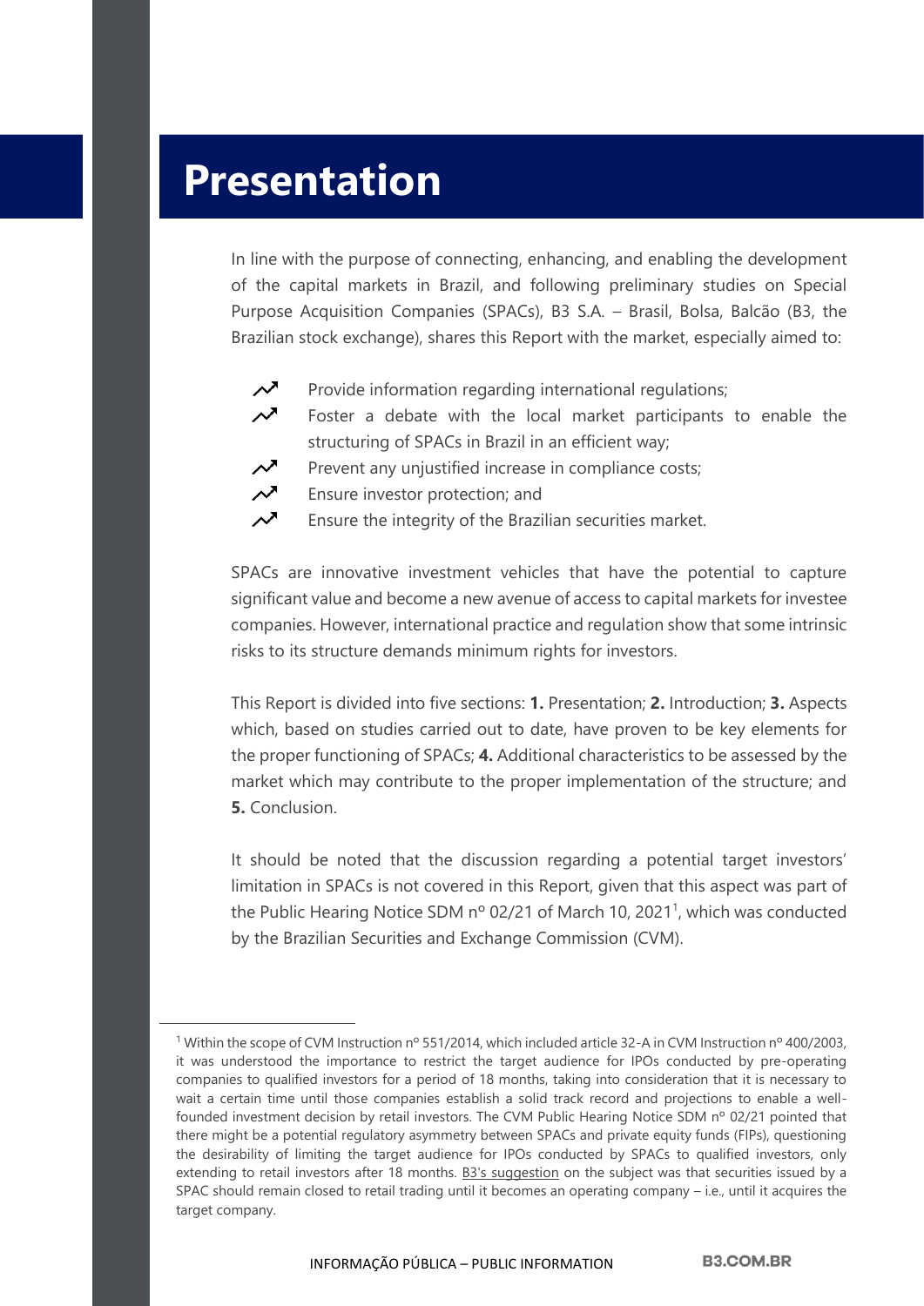# Presentation

In line with the purpose of connecting, enhancing, and enabling the development of the capital markets in Brazil, and following preliminary studies on Special Purpose Acquisition Companies (SPACs), B3 S.A. – Brasil, Bolsa, Balcão (B3, the Brazilian stock exchange), shares this Report with the market, especially aimed to:

- Provide information regarding international regulations;
- Foster a debate with the local market participants to enable the structuring of SPACs in Brazil in an efficient way;
- Prevent any unjustified increase in compliance costs;
- Ensure investor protection; and
- Ensure the integrity of the Brazilian securities market.

SPACs are innovative investment vehicles that have the potential to capture significant value and become a new avenue of access to capital markets for investee companies. However, international practice and regulation show that some intrinsic risks to its structure demands minimum rights for investors.

This Report is divided into five sections: **1.** Presentation; **2.** Introduction; **3.** Aspects which, based on studies carried out to date, have proven to be key elements for the proper functioning of SPACs; **4.** Additional characteristics to be assessed by the market which may contribute to the proper implementation of the structure; and **5.** Conclusion.

It should be noted that the discussion regarding a potential target investors' limitation in SPACs is not covered in this Report, given that this aspect was part of the Public Hearing Notice SDM nº 02/21 of March 10, 2021[1], which was conducted by the Brazilian Securities and Exchange Commission (CVM).

---

[1] Within the scope of CVM Instruction nº 551/2014, which included article 32-A in CVM Instruction nº 400/2003, it was understood the importance to restrict the target audience for IPOs conducted by pre-operating companies to qualified investors for a period of 18 months, taking into consideration that it is necessary to wait a certain time until those companies establish a solid track record and projections to enable a well-founded investment decision by retail investors. The CVM Public Hearing Notice SDM nº 02/21 pointed that there might be a potential regulatory asymmetry between SPACs and private equity funds (FIPs), questioning the desirability of limiting the target audience for IPOs conducted by SPACs to qualified investors, only extending to retail investors after 18 months. B3's suggestion on the subject was that securities issued by a SPAC should remain closed to retail trading until it becomes an operating company – i.e., until it acquires the target company.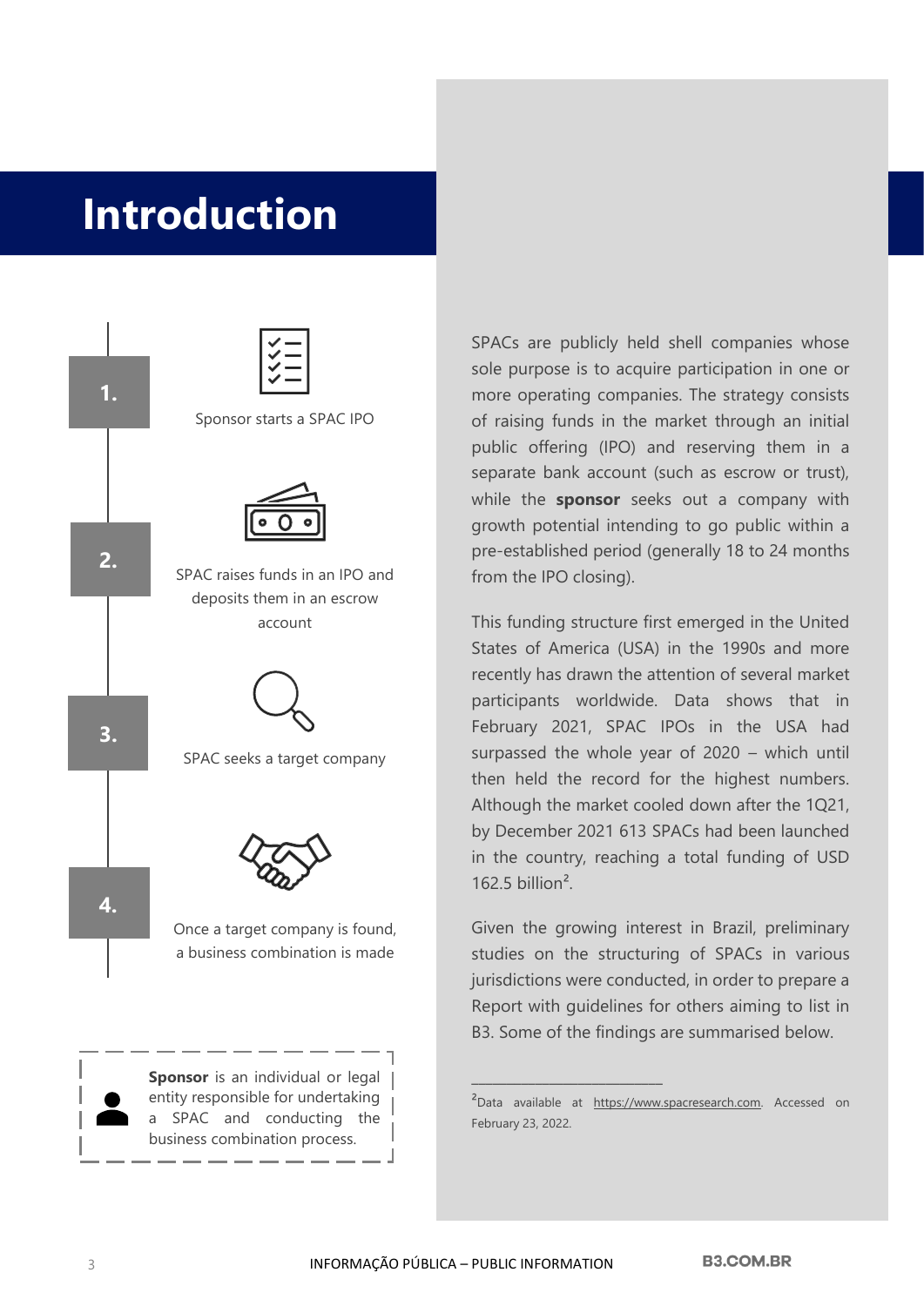# Introduction

**1.** Sponsor starts a SPAC IPO

**2.** SPAC raises funds in an IPO and deposits them in an escrow account

**3.** SPAC seeks a target company

**4.** Once a target company is found, a business combination is made

**Sponsor** is an individual or legal entity responsible for undertaking a SPAC and conducting the business combination process.

SPACs are publicly held shell companies whose sole purpose is to acquire participation in one or more operating companies. The strategy consists of raising funds in the market through an initial public offering (IPO) and reserving them in a separate bank account (such as escrow or trust), while the **sponsor** seeks out a company with growth potential intending to go public within a pre-established period (generally 18 to 24 months from the IPO closing).

This funding structure first emerged in the United States of America (USA) in the 1990s and more recently has drawn the attention of several market participants worldwide. Data shows that in February 2021, SPAC IPOs in the USA had surpassed the whole year of 2020 – which until then held the record for the highest numbers. Although the market cooled down after the 1Q21, by December 2021 613 SPACs had been launched in the country, reaching a total funding of USD 162.5 billion[2].

Given the growing interest in Brazil, preliminary studies on the structuring of SPACs in various jurisdictions were conducted, in order to prepare a Report with guidelines for others aiming to list in B3. Some of the findings are summarised below.

---

[2]Data available at https://www.spacresearch.com. Accessed on February 23, 2022.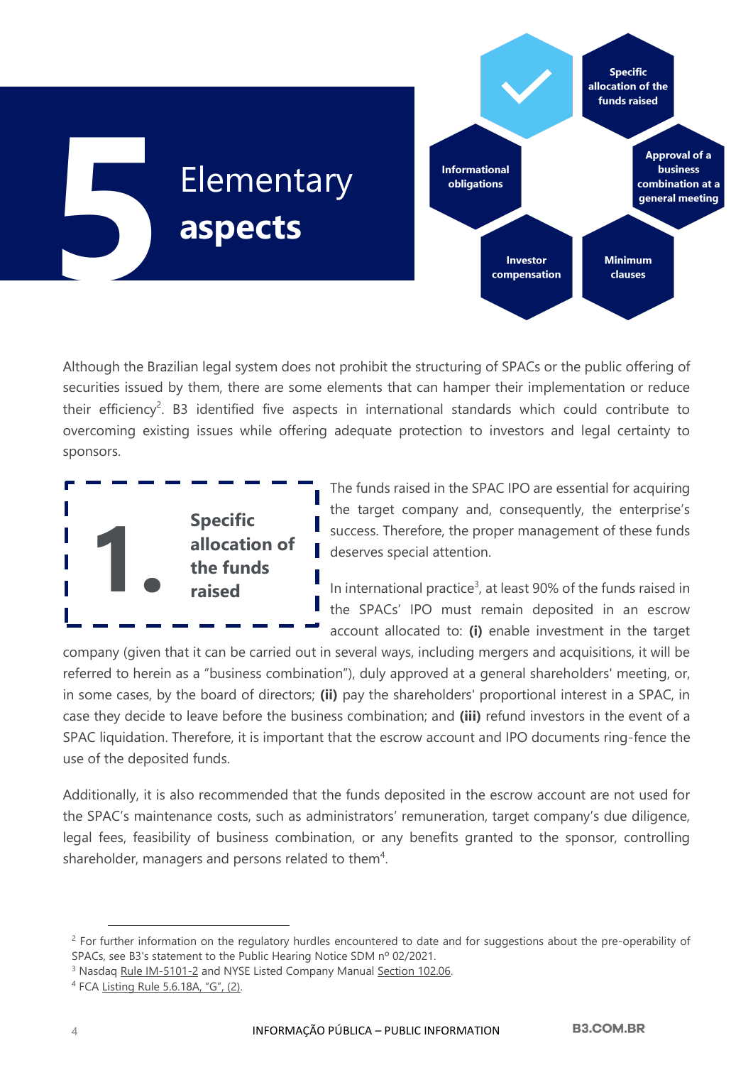# 5 Elementary **aspects**

Specific allocation of the funds raised

Approval of a business combination at a general meeting

Minimum clauses

Investor compensation

Informational obligations

Although the Brazilian legal system does not prohibit the structuring of SPACs or the public offering of securities issued by them, there are some elements that can hamper their implementation or reduce their efficiency[2]. B3 identified five aspects in international standards which could contribute to overcoming existing issues while offering adequate protection to investors and legal certainty to sponsors.

## 1. Specific allocation of the funds raised

The funds raised in the SPAC IPO are essential for acquiring the target company and, consequently, the enterprise's success. Therefore, the proper management of these funds deserves special attention.

In international practice[3], at least 90% of the funds raised in the SPACs' IPO must remain deposited in an escrow account allocated to: **(i)** enable investment in the target company (given that it can be carried out in several ways, including mergers and acquisitions, it will be referred to herein as a "business combination"), duly approved at a general shareholders' meeting, or, in some cases, by the board of directors; **(ii)** pay the shareholders' proportional interest in a SPAC, in case they decide to leave before the business combination; and **(iii)** refund investors in the event of a SPAC liquidation. Therefore, it is important that the escrow account and IPO documents ring-fence the use of the deposited funds.

Additionally, it is also recommended that the funds deposited in the escrow account are not used for the SPAC's maintenance costs, such as administrators' remuneration, target company's due diligence, legal fees, feasibility of business combination, or any benefits granted to the sponsor, controlling shareholder, managers and persons related to them[4].

---

[2] For further information on the regulatory hurdles encountered to date and for suggestions about the pre-operability of SPACs, see B3's statement to the Public Hearing Notice SDM nº 02/2021.

[3] Nasdaq Rule IM-5101-2 and NYSE Listed Company Manual Section 102.06.

[4] FCA Listing Rule 5.6.18A, "G", (2).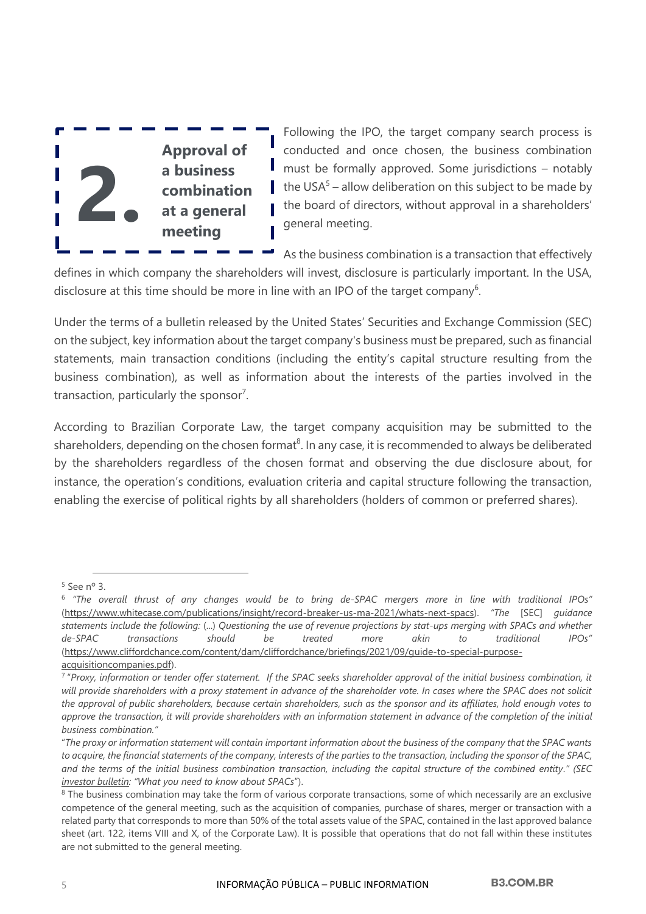## 2. Approval of a business combination at a general meeting

Following the IPO, the target company search process is conducted and once chosen, the business combination must be formally approved. Some jurisdictions – notably the USA[5] – allow deliberation on this subject to be made by the board of directors, without approval in a shareholders' general meeting.

As the business combination is a transaction that effectively defines in which company the shareholders will invest, disclosure is particularly important. In the USA, disclosure at this time should be more in line with an IPO of the target company[6].

Under the terms of a bulletin released by the United States' Securities and Exchange Commission (SEC) on the subject, key information about the target company's business must be prepared, such as financial statements, main transaction conditions (including the entity's capital structure resulting from the business combination), as well as information about the interests of the parties involved in the transaction, particularly the sponsor[7].

According to Brazilian Corporate Law, the target company acquisition may be submitted to the shareholders, depending on the chosen format[8]. In any case, it is recommended to always be deliberated by the shareholders regardless of the chosen format and observing the due disclosure about, for instance, the operation's conditions, evaluation criteria and capital structure following the transaction, enabling the exercise of political rights by all shareholders (holders of common or preferred shares).

---

[5] See nº 3.

[6] *"The overall thrust of any changes would be to bring de-SPAC mergers more in line with traditional IPOs"* (https://www.whitecase.com/publications/insight/record-breaker-us-ma-2021/whats-next-spacs). *"The* [SEC] *guidance statements include the following:* (...) *Questioning the use of revenue projections by stat-ups merging with SPACs and whether de-SPAC transactions should be treated more akin to traditional IPOs"* (https://www.cliffordchance.com/content/dam/cliffordchance/briefings/2021/09/guide-to-special-purpose-acquisitioncompanies.pdf).

[7] "*Proxy, information or tender offer statement. If the SPAC seeks shareholder approval of the initial business combination, it will provide shareholders with a proxy statement in advance of the shareholder vote. In cases where the SPAC does not solicit the approval of public shareholders, because certain shareholders, such as the sponsor and its affiliates, hold enough votes to approve the transaction, it will provide shareholders with an information statement in advance of the completion of the initial business combination."*

"*The proxy or information statement will contain important information about the business of the company that the SPAC wants to acquire, the financial statements of the company, interests of the parties to the transaction, including the sponsor of the SPAC, and the terms of the initial business combination transaction, including the capital structure of the combined entity." (SEC investor bulletin: "What you need to know about SPACs*").

[8] The business combination may take the form of various corporate transactions, some of which necessarily are an exclusive competence of the general meeting, such as the acquisition of companies, purchase of shares, merger or transaction with a related party that corresponds to more than 50% of the total assets value of the SPAC, contained in the last approved balance sheet (art. 122, items VIII and X, of the Corporate Law). It is possible that operations that do not fall within these institutes are not submitted to the general meeting.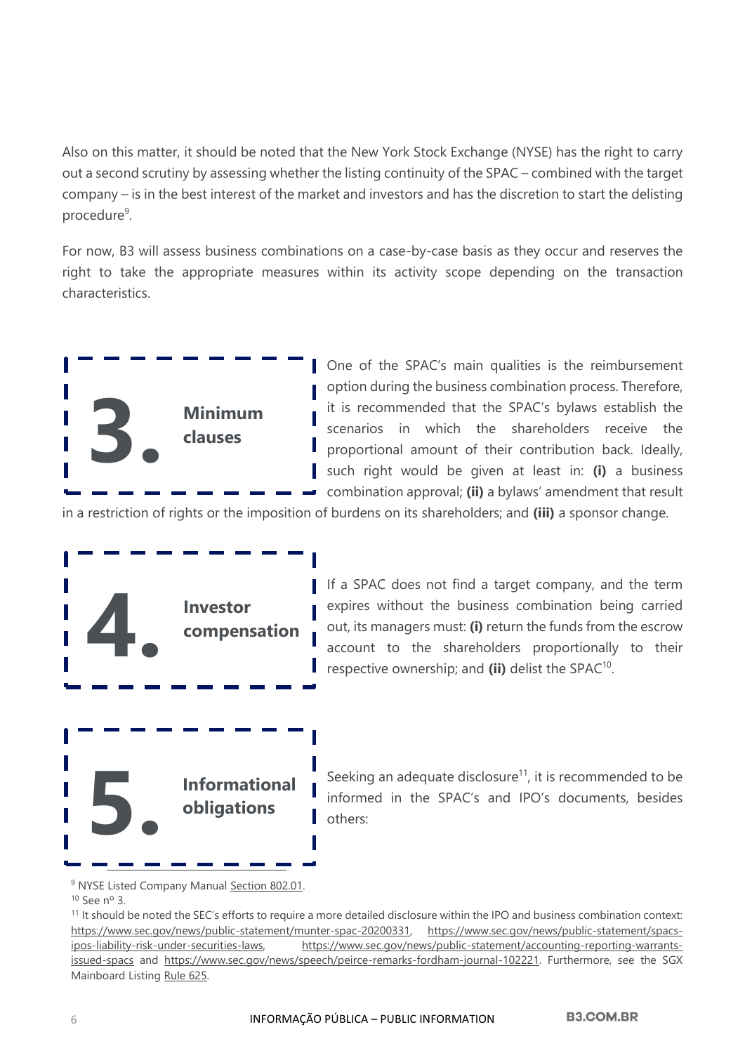Also on this matter, it should be noted that the New York Stock Exchange (NYSE) has the right to carry out a second scrutiny by assessing whether the listing continuity of the SPAC – combined with the target company – is in the best interest of the market and investors and has the discretion to start the delisting procedure[9].

For now, B3 will assess business combinations on a case-by-case basis as they occur and reserves the right to take the appropriate measures within its activity scope depending on the transaction characteristics.

## 3. Minimum clauses

One of the SPAC's main qualities is the reimbursement option during the business combination process. Therefore, it is recommended that the SPAC's bylaws establish the scenarios in which the shareholders receive the proportional amount of their contribution back. Ideally, such right would be given at least in: **(i)** a business combination approval; **(ii)** a bylaws' amendment that result in a restriction of rights or the imposition of burdens on its shareholders; and **(iii)** a sponsor change.

## 4. Investor compensation

If a SPAC does not find a target company, and the term expires without the business combination being carried out, its managers must: **(i)** return the funds from the escrow account to the shareholders proportionally to their respective ownership; and **(ii)** delist the SPAC[10].

## 5. Informational obligations

Seeking an adequate disclosure[11], it is recommended to be informed in the SPAC's and IPO's documents, besides others:

---

[9] NYSE Listed Company Manual Section 802.01.

[10] See nº 3.

[11] It should be noted the SEC's efforts to require a more detailed disclosure within the IPO and business combination context: https://www.sec.gov/news/public-statement/munter-spac-20200331, https://www.sec.gov/news/public-statement/spacs-ipos-liability-risk-under-securities-laws, https://www.sec.gov/news/public-statement/accounting-reporting-warrants-issued-spacs and https://www.sec.gov/news/speech/peirce-remarks-fordham-journal-102221. Furthermore, see the SGX Mainboard Listing Rule 625.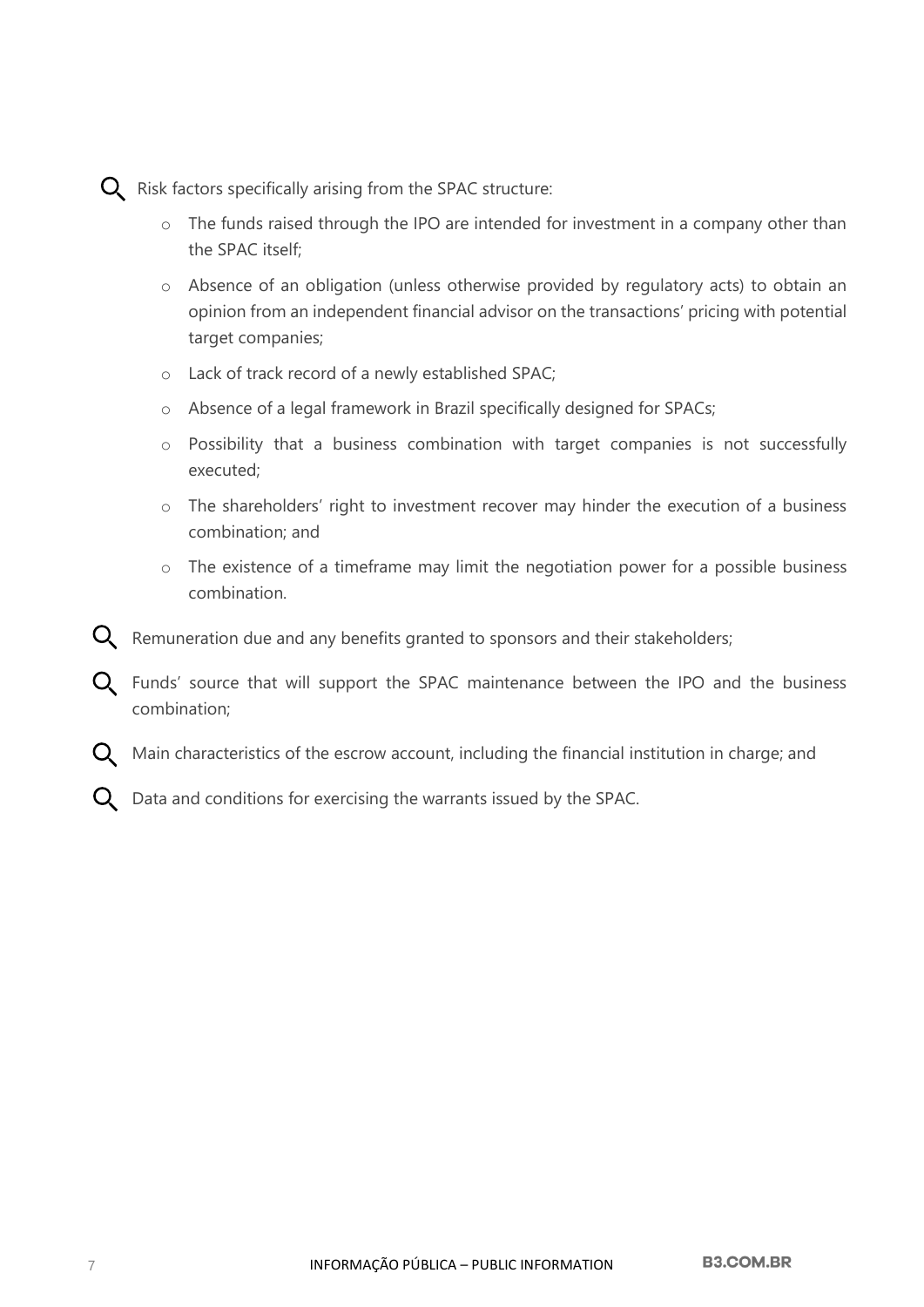- Risk factors specifically arising from the SPAC structure:
  - The funds raised through the IPO are intended for investment in a company other than the SPAC itself;
  - Absence of an obligation (unless otherwise provided by regulatory acts) to obtain an opinion from an independent financial advisor on the transactions' pricing with potential target companies;
  - Lack of track record of a newly established SPAC;
  - Absence of a legal framework in Brazil specifically designed for SPACs;
  - Possibility that a business combination with target companies is not successfully executed;
  - The shareholders' right to investment recover may hinder the execution of a business combination; and
  - The existence of a timeframe may limit the negotiation power for a possible business combination.
- Remuneration due and any benefits granted to sponsors and their stakeholders;
- Funds' source that will support the SPAC maintenance between the IPO and the business combination;
- Main characteristics of the escrow account, including the financial institution in charge; and
- Data and conditions for exercising the warrants issued by the SPAC.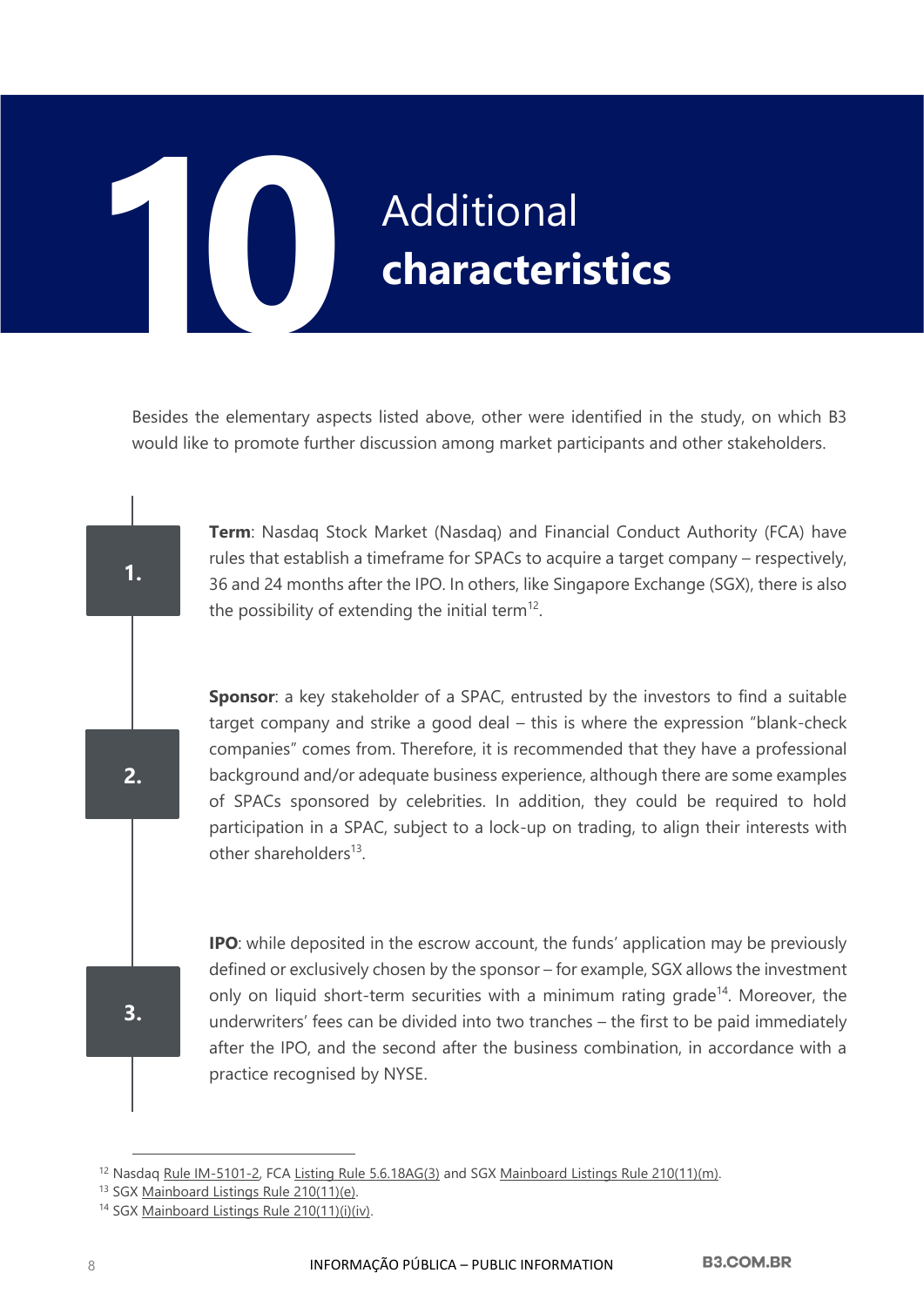# 10 Additional **characteristics**

Besides the elementary aspects listed above, other were identified in the study, on which B3 would like to promote further discussion among market participants and other stakeholders.

**1.** **Term**: Nasdaq Stock Market (Nasdaq) and Financial Conduct Authority (FCA) have rules that establish a timeframe for SPACs to acquire a target company – respectively, 36 and 24 months after the IPO. In others, like Singapore Exchange (SGX), there is also the possibility of extending the initial term[12].

**2.** **Sponsor**: a key stakeholder of a SPAC, entrusted by the investors to find a suitable target company and strike a good deal – this is where the expression "blank-check companies" comes from. Therefore, it is recommended that they have a professional background and/or adequate business experience, although there are some examples of SPACs sponsored by celebrities. In addition, they could be required to hold participation in a SPAC, subject to a lock-up on trading, to align their interests with other shareholders[13].

**3.** **IPO**: while deposited in the escrow account, the funds' application may be previously defined or exclusively chosen by the sponsor – for example, SGX allows the investment only on liquid short-term securities with a minimum rating grade[14]. Moreover, the underwriters' fees can be divided into two tranches – the first to be paid immediately after the IPO, and the second after the business combination, in accordance with a practice recognised by NYSE.

---

[12] Nasdaq Rule IM-5101-2, FCA Listing Rule 5.6.18AG(3) and SGX Mainboard Listings Rule 210(11)(m).

[13] SGX Mainboard Listings Rule 210(11)(e).

[14] SGX Mainboard Listings Rule 210(11)(i)(iv).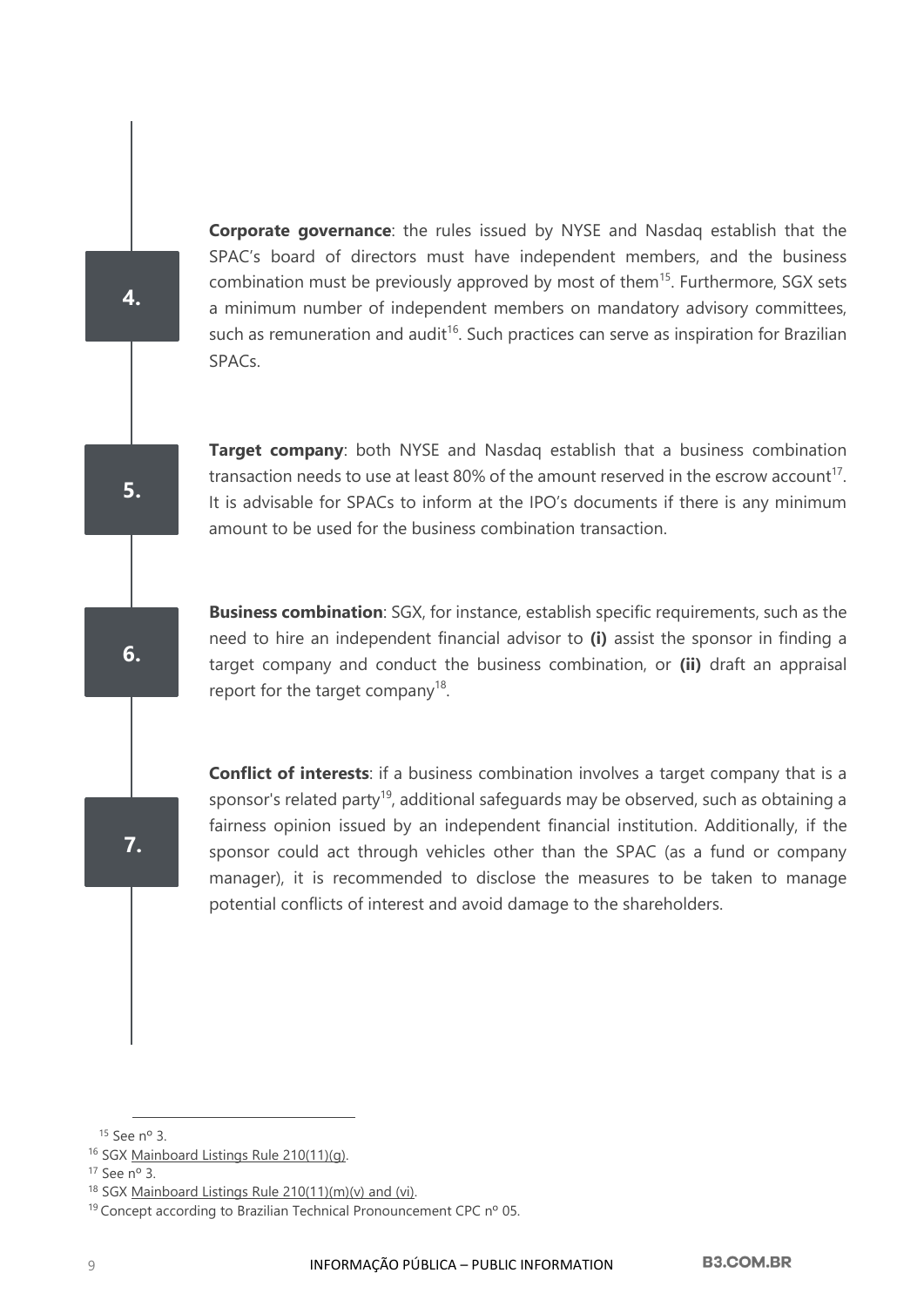**4.**

**Corporate governance**: the rules issued by NYSE and Nasdaq establish that the SPAC's board of directors must have independent members, and the business combination must be previously approved by most of them[15]. Furthermore, SGX sets a minimum number of independent members on mandatory advisory committees, such as remuneration and audit[16]. Such practices can serve as inspiration for Brazilian SPACs.

**5.**

**Target company**: both NYSE and Nasdaq establish that a business combination transaction needs to use at least 80% of the amount reserved in the escrow account[17]. It is advisable for SPACs to inform at the IPO's documents if there is any minimum amount to be used for the business combination transaction.

**6.**

**Business combination**: SGX, for instance, establish specific requirements, such as the need to hire an independent financial advisor to **(i)** assist the sponsor in finding a target company and conduct the business combination, or **(ii)** draft an appraisal report for the target company[18].

**7.**

**Conflict of interests**: if a business combination involves a target company that is a sponsor's related party[19], additional safeguards may be observed, such as obtaining a fairness opinion issued by an independent financial institution. Additionally, if the sponsor could act through vehicles other than the SPAC (as a fund or company manager), it is recommended to disclose the measures to be taken to manage potential conflicts of interest and avoid damage to the shareholders.

---

[15] See nº 3.

[16] SGX Mainboard Listings Rule 210(11)(g).

[17] See nº 3.

[18] SGX Mainboard Listings Rule 210(11)(m)(v) and (vi).

[19] Concept according to Brazilian Technical Pronouncement CPC nº 05.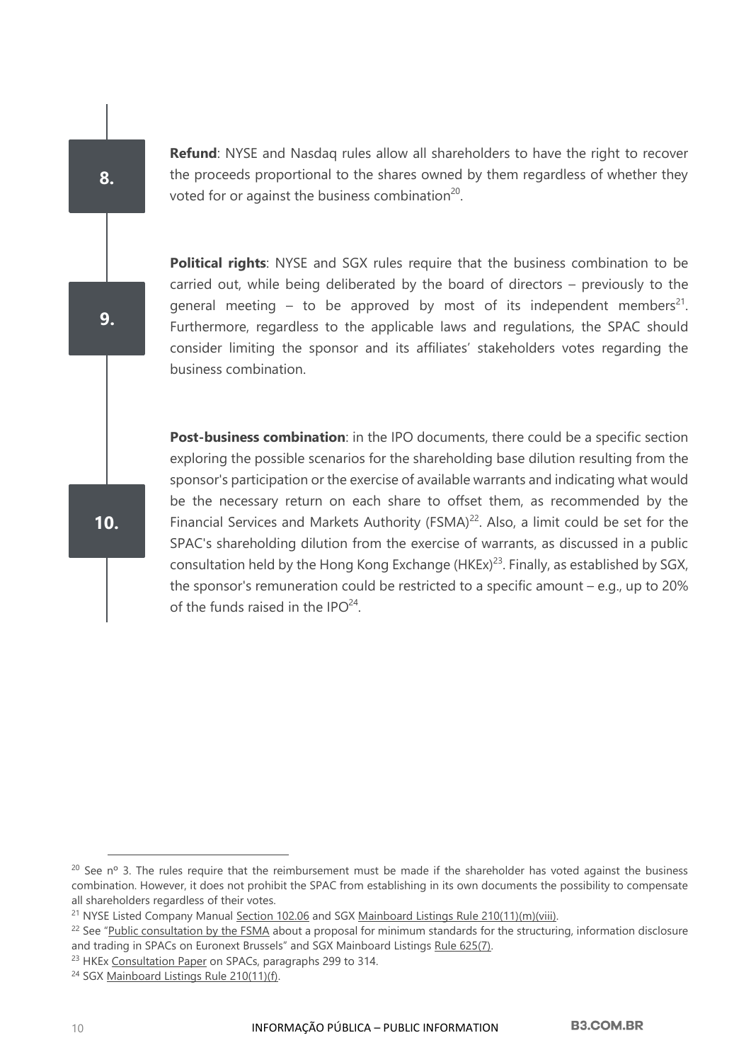8. **Refund**: NYSE and Nasdaq rules allow all shareholders to have the right to recover the proceeds proportional to the shares owned by them regardless of whether they voted for or against the business combination[20].

9. **Political rights**: NYSE and SGX rules require that the business combination to be carried out, while being deliberated by the board of directors – previously to the general meeting – to be approved by most of its independent members[21]. Furthermore, regardless to the applicable laws and regulations, the SPAC should consider limiting the sponsor and its affiliates' stakeholders votes regarding the business combination.

10. **Post-business combination**: in the IPO documents, there could be a specific section exploring the possible scenarios for the shareholding base dilution resulting from the sponsor's participation or the exercise of available warrants and indicating what would be the necessary return on each share to offset them, as recommended by the Financial Services and Markets Authority (FSMA)[22]. Also, a limit could be set for the SPAC's shareholding dilution from the exercise of warrants, as discussed in a public consultation held by the Hong Kong Exchange (HKEx)[23]. Finally, as established by SGX, the sponsor's remuneration could be restricted to a specific amount – e.g., up to 20% of the funds raised in the IPO[24].

---

[20] See nº 3. The rules require that the reimbursement must be made if the shareholder has voted against the business combination. However, it does not prohibit the SPAC from establishing in its own documents the possibility to compensate all shareholders regardless of their votes.

[21] NYSE Listed Company Manual Section 102.06 and SGX Mainboard Listings Rule 210(11)(m)(viii).

[22] See "Public consultation by the FSMA about a proposal for minimum standards for the structuring, information disclosure and trading in SPACs on Euronext Brussels" and SGX Mainboard Listings Rule 625(7).

[23] HKEx Consultation Paper on SPACs, paragraphs 299 to 314.

[24] SGX Mainboard Listings Rule 210(11)(f).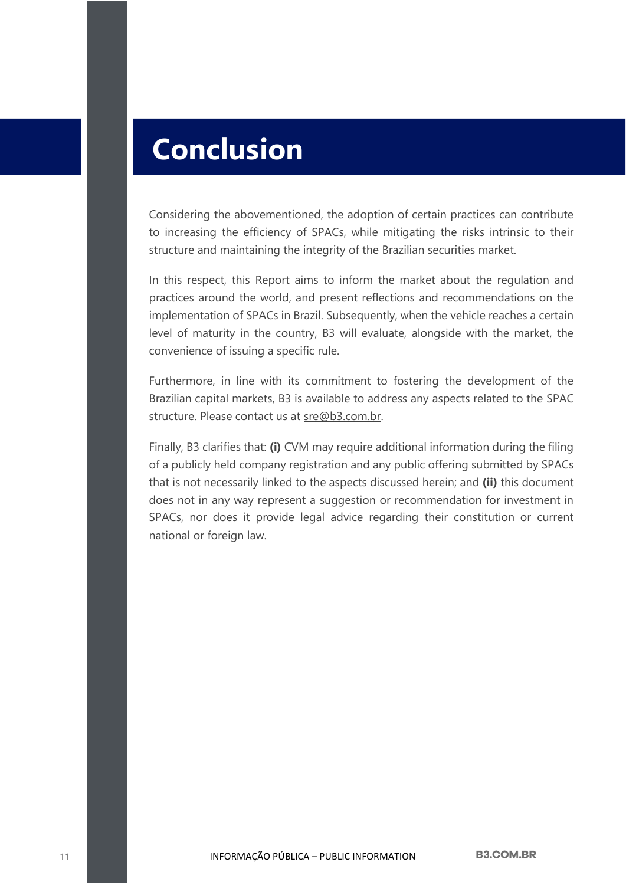# Conclusion

Considering the abovementioned, the adoption of certain practices can contribute to increasing the efficiency of SPACs, while mitigating the risks intrinsic to their structure and maintaining the integrity of the Brazilian securities market.

In this respect, this Report aims to inform the market about the regulation and practices around the world, and present reflections and recommendations on the implementation of SPACs in Brazil. Subsequently, when the vehicle reaches a certain level of maturity in the country, B3 will evaluate, alongside with the market, the convenience of issuing a specific rule.

Furthermore, in line with its commitment to fostering the development of the Brazilian capital markets, B3 is available to address any aspects related to the SPAC structure. Please contact us at sre@b3.com.br.

Finally, B3 clarifies that: **(i)** CVM may require additional information during the filing of a publicly held company registration and any public offering submitted by SPACs that is not necessarily linked to the aspects discussed herein; and **(ii)** this document does not in any way represent a suggestion or recommendation for investment in SPACs, nor does it provide legal advice regarding their constitution or current national or foreign law.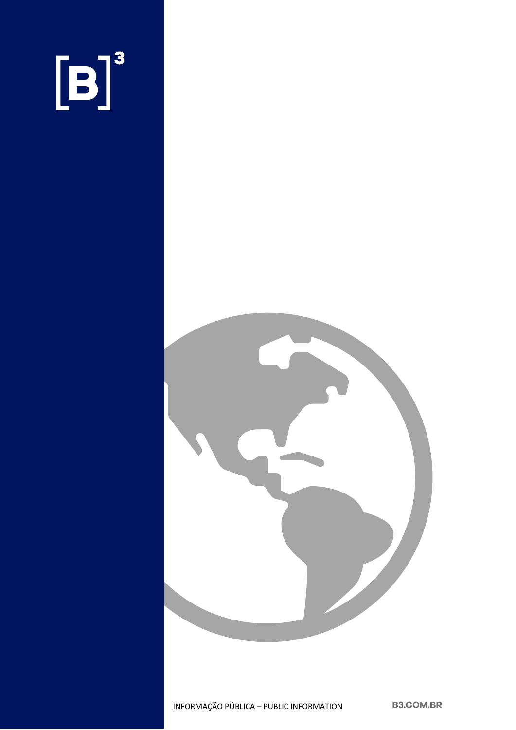INFORMAÇÃO PÚBLICA – PUBLIC INFORMATION

B3.COM.BR